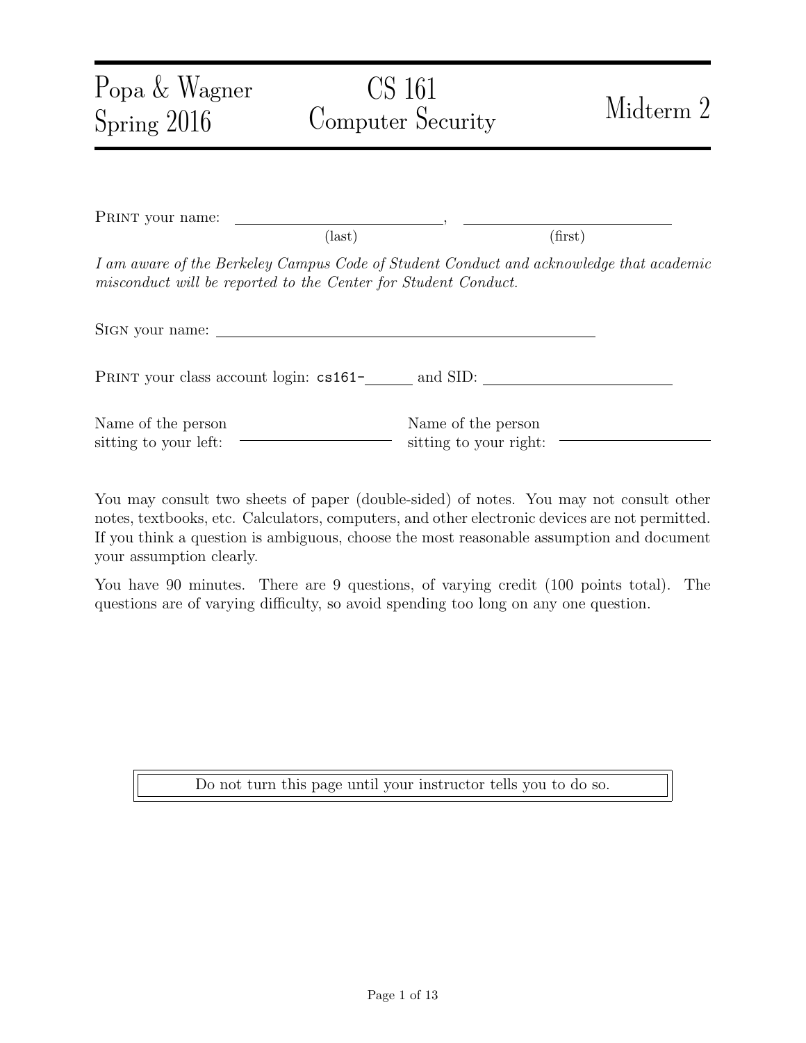# Popa & Wagner — Spring 2016 — CS 161 Computer Security — Midterm 2

PRINT your name: \_\_\_\_\_\_\_\_\_\_\_\_\_\_\_\_\_\_\_\_ (last), \_\_\_\_\_\_\_\_\_\_\_\_\_\_\_\_\_\_\_\_ (first)

*I am aware of the Berkeley Campus Code of Student Conduct and acknowledge that academic misconduct will be reported to the Center for Student Conduct.*

SIGN your name: \_\_\_\_\_\_\_\_\_\_\_\_\_\_\_\_\_\_\_\_\_\_\_\_\_\_\_\_\_\_\_\_\_\_\_\_\_\_\_\_

PRINT your class account login: `cs161-`\_\_\_\_\_\_ and SID: \_\_\_\_\_\_\_\_\_\_\_\_\_\_\_\_\_\_\_\_

Name of the person sitting to your left: \_\_\_\_\_\_\_\_\_\_\_\_\_\_\_\_ Name of the person sitting to your right: \_\_\_\_\_\_\_\_\_\_\_\_\_\_\_\_

You may consult two sheets of paper (double-sided) of notes. You may not consult other notes, textbooks, etc. Calculators, computers, and other electronic devices are not permitted. If you think a question is ambiguous, choose the most reasonable assumption and document your assumption clearly.

You have 90 minutes. There are 9 questions, of varying credit (100 points total). The questions are of varying difficulty, so avoid spending too long on any one question.

Do not turn this page until your instructor tells you to do so.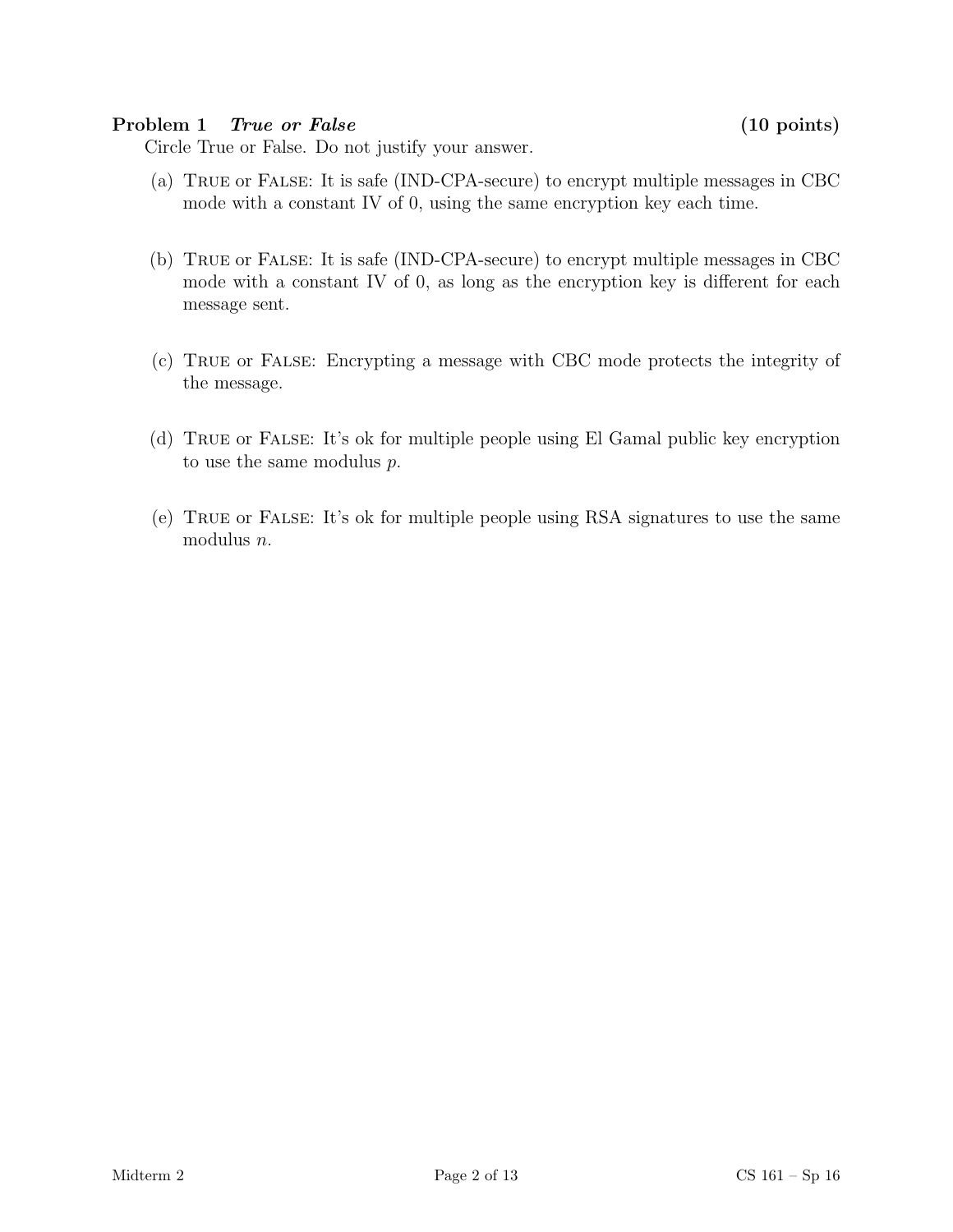## Problem 1 *True or False* (10 points)

Circle True or False. Do not justify your answer.

(a) TRUE or FALSE: It is safe (IND-CPA-secure) to encrypt multiple messages in CBC mode with a constant IV of 0, using the same encryption key each time.

(b) TRUE or FALSE: It is safe (IND-CPA-secure) to encrypt multiple messages in CBC mode with a constant IV of 0, as long as the encryption key is different for each message sent.

(c) TRUE or FALSE: Encrypting a message with CBC mode protects the integrity of the message.

(d) TRUE or FALSE: It's ok for multiple people using El Gamal public key encryption to use the same modulus $p$.

(e) TRUE or FALSE: It's ok for multiple people using RSA signatures to use the same modulus $n$.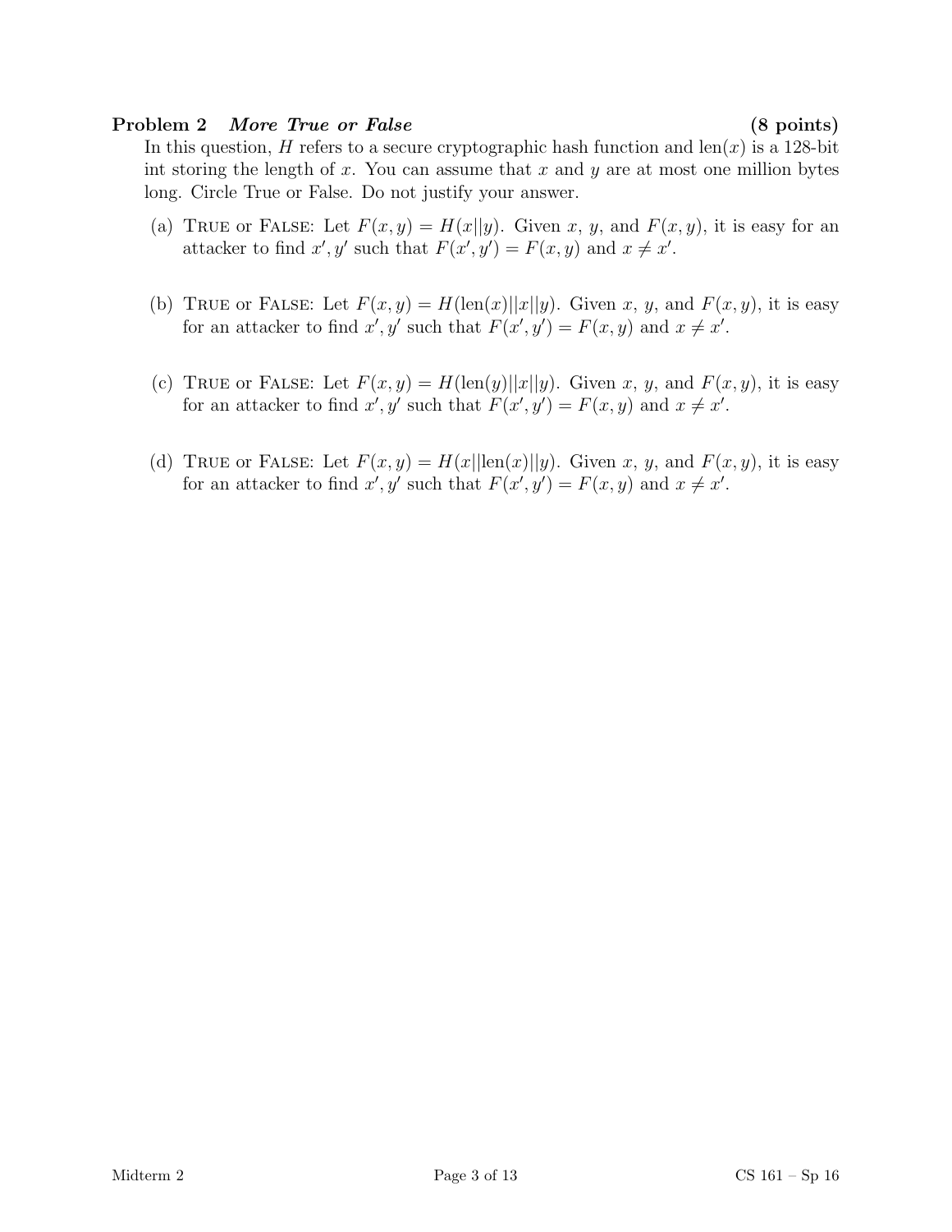**Problem 2** ***More True or False*** **(8 points)**

In this question, $H$ refers to a secure cryptographic hash function and $\text{len}(x)$ is a 128-bit int storing the length of $x$. You can assume that $x$ and $y$ are at most one million bytes long. Circle True or False. Do not justify your answer.

(a) TRUE or FALSE: Let $F(x, y) = H(x||y)$. Given $x$, $y$, and $F(x, y)$, it is easy for an attacker to find $x', y'$ such that $F(x', y') = F(x, y)$ and $x \neq x'$.

(b) TRUE or FALSE: Let $F(x, y) = H(\text{len}(x)||x||y)$. Given $x$, $y$, and $F(x, y)$, it is easy for an attacker to find $x', y'$ such that $F(x', y') = F(x, y)$ and $x \neq x'$.

(c) TRUE or FALSE: Let $F(x, y) = H(\text{len}(y)||x||y)$. Given $x$, $y$, and $F(x, y)$, it is easy for an attacker to find $x', y'$ such that $F(x', y') = F(x, y)$ and $x \neq x'$.

(d) TRUE or FALSE: Let $F(x, y) = H(x||\text{len}(x)||y)$. Given $x$, $y$, and $F(x, y)$, it is easy for an attacker to find $x', y'$ such that $F(x', y') = F(x, y)$ and $x \neq x'$.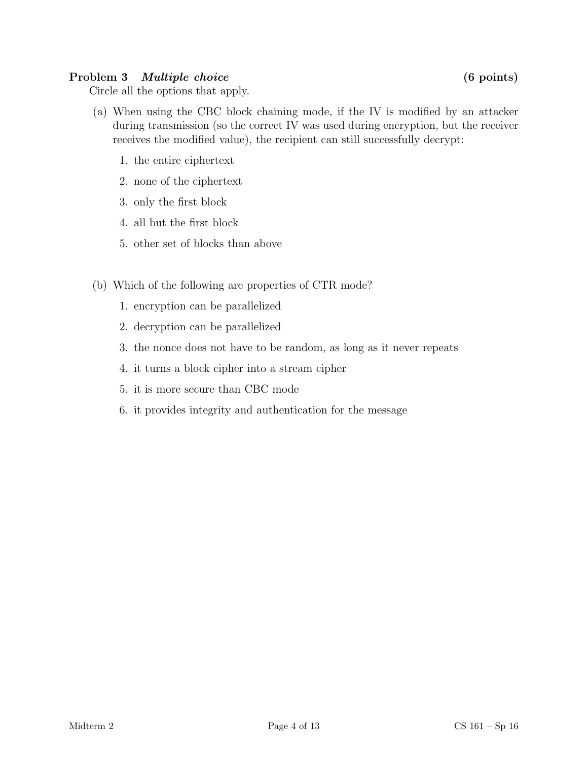**Problem 3** ***Multiple choice*** **(6 points)**

Circle all the options that apply.

(a) When using the CBC block chaining mode, if the IV is modified by an attacker during transmission (so the correct IV was used during encryption, but the receiver receives the modified value), the recipient can still successfully decrypt:

1. the entire ciphertext
2. none of the ciphertext
3. only the first block
4. all but the first block
5. other set of blocks than above

(b) Which of the following are properties of CTR mode?

1. encryption can be parallelized
2. decryption can be parallelized
3. the nonce does not have to be random, as long as it never repeats
4. it turns a block cipher into a stream cipher
5. it is more secure than CBC mode
6. it provides integrity and authentication for the message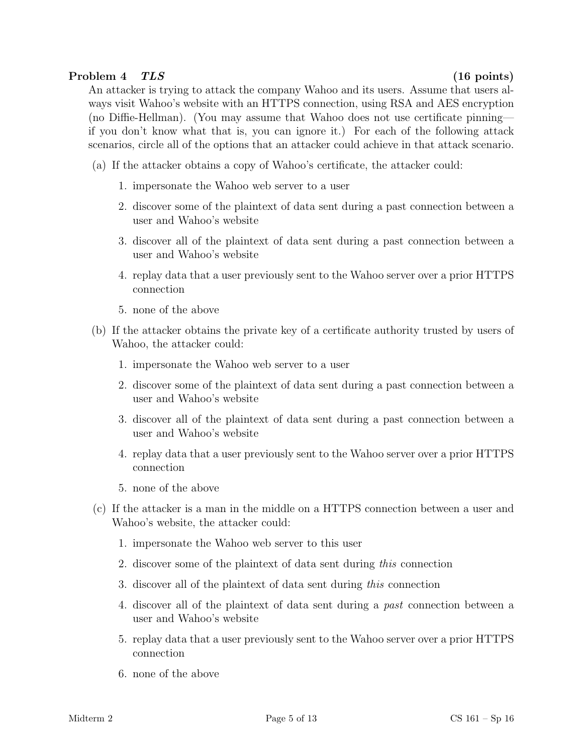**Problem 4 *TLS*** **(16 points)**

An attacker is trying to attack the company Wahoo and its users. Assume that users always visit Wahoo's website with an HTTPS connection, using RSA and AES encryption (no Diffie-Hellman). (You may assume that Wahoo does not use certificate pinning—if you don't know what that is, you can ignore it.) For each of the following attack scenarios, circle all of the options that an attacker could achieve in that attack scenario.

(a) If the attacker obtains a copy of Wahoo's certificate, the attacker could:

1. impersonate the Wahoo web server to a user
2. discover some of the plaintext of data sent during a past connection between a user and Wahoo's website
3. discover all of the plaintext of data sent during a past connection between a user and Wahoo's website
4. replay data that a user previously sent to the Wahoo server over a prior HTTPS connection
5. none of the above

(b) If the attacker obtains the private key of a certificate authority trusted by users of Wahoo, the attacker could:

1. impersonate the Wahoo web server to a user
2. discover some of the plaintext of data sent during a past connection between a user and Wahoo's website
3. discover all of the plaintext of data sent during a past connection between a user and Wahoo's website
4. replay data that a user previously sent to the Wahoo server over a prior HTTPS connection
5. none of the above

(c) If the attacker is a man in the middle on a HTTPS connection between a user and Wahoo's website, the attacker could:

1. impersonate the Wahoo web server to this user
2. discover some of the plaintext of data sent during *this* connection
3. discover all of the plaintext of data sent during *this* connection
4. discover all of the plaintext of data sent during a *past* connection between a user and Wahoo's website
5. replay data that a user previously sent to the Wahoo server over a prior HTTPS connection
6. none of the above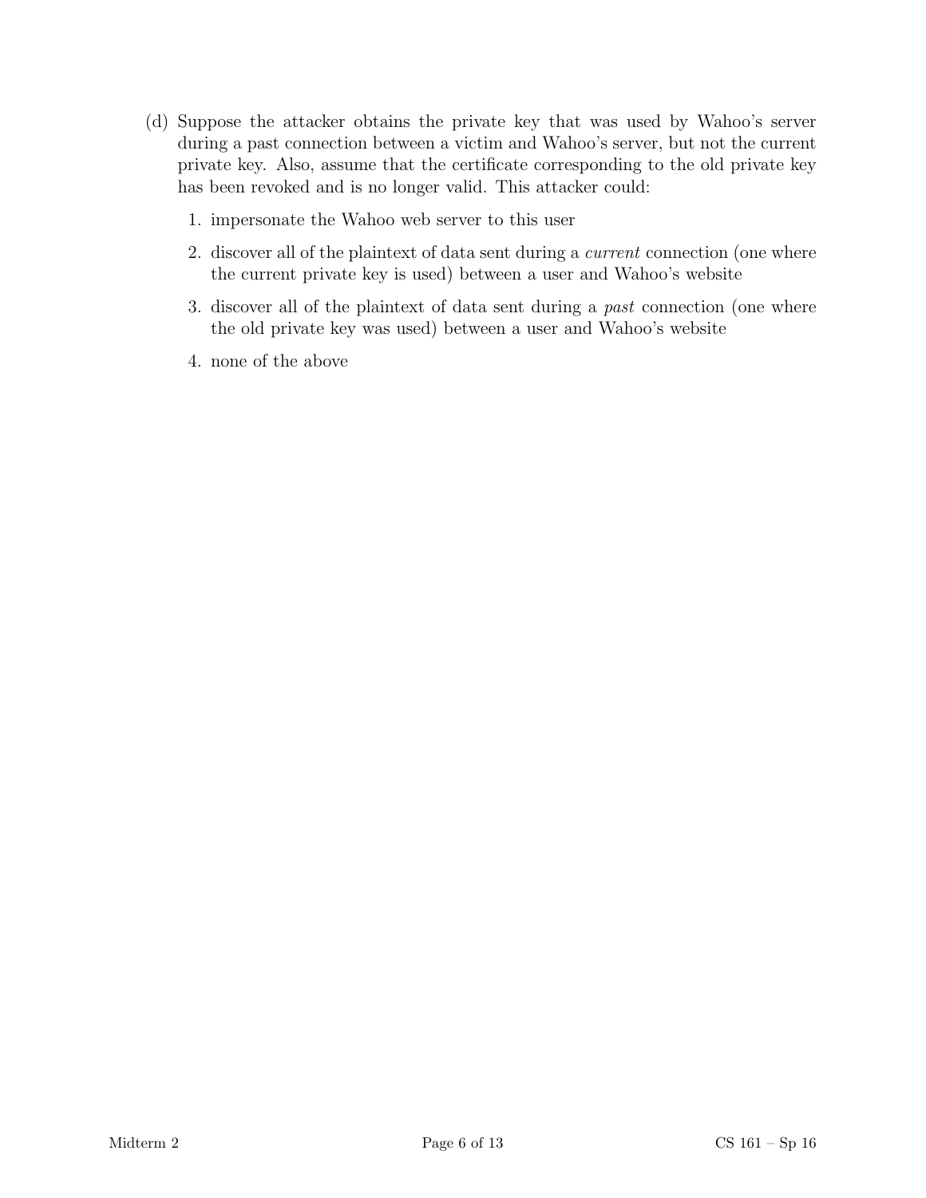(d) Suppose the attacker obtains the private key that was used by Wahoo's server during a past connection between a victim and Wahoo's server, but not the current private key. Also, assume that the certificate corresponding to the old private key has been revoked and is no longer valid. This attacker could:

1. impersonate the Wahoo web server to this user
2. discover all of the plaintext of data sent during a *current* connection (one where the current private key is used) between a user and Wahoo's website
3. discover all of the plaintext of data sent during a *past* connection (one where the old private key was used) between a user and Wahoo's website
4. none of the above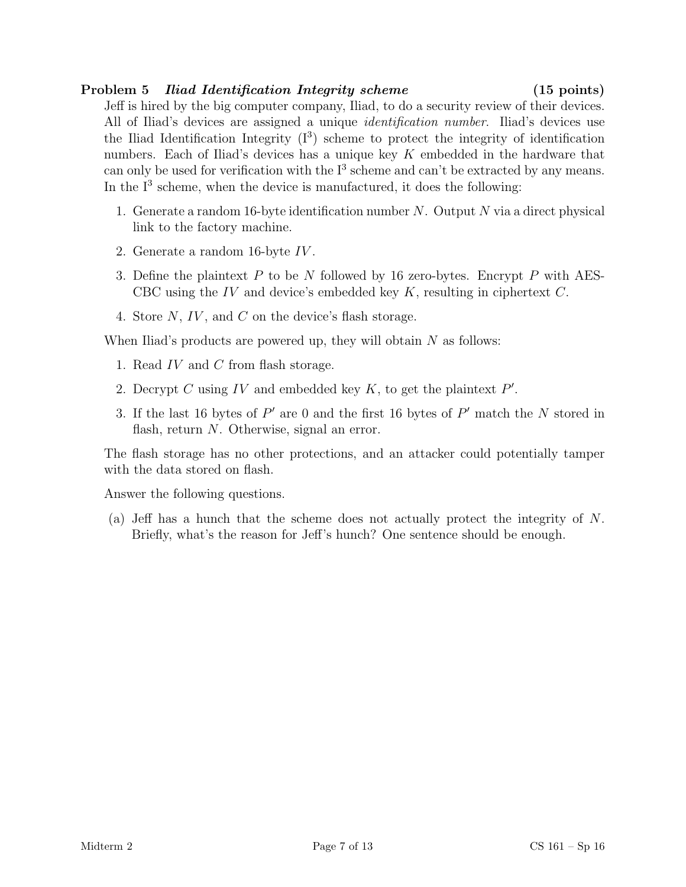**Problem 5** ***Iliad Identification Integrity scheme*** **(15 points)**

Jeff is hired by the big computer company, Iliad, to do a security review of their devices. All of Iliad's devices are assigned a unique *identification number*. Iliad's devices use the Iliad Identification Integrity ($I^3$) scheme to protect the integrity of identification numbers. Each of Iliad's devices has a unique key $K$ embedded in the hardware that can only be used for verification with the $I^3$ scheme and can't be extracted by any means. In the $I^3$ scheme, when the device is manufactured, it does the following:

1. Generate a random 16-byte identification number $N$. Output $N$ via a direct physical link to the factory machine.
2. Generate a random 16-byte $IV$.
3. Define the plaintext $P$ to be $N$ followed by 16 zero-bytes. Encrypt $P$ with AES-CBC using the $IV$ and device's embedded key $K$, resulting in ciphertext $C$.
4. Store $N$, $IV$, and $C$ on the device's flash storage.

When Iliad's products are powered up, they will obtain $N$ as follows:

1. Read $IV$ and $C$ from flash storage.
2. Decrypt $C$ using $IV$ and embedded key $K$, to get the plaintext $P'$.
3. If the last 16 bytes of $P'$ are 0 and the first 16 bytes of $P'$ match the $N$ stored in flash, return $N$. Otherwise, signal an error.

The flash storage has no other protections, and an attacker could potentially tamper with the data stored on flash.

Answer the following questions.

(a) Jeff has a hunch that the scheme does not actually protect the integrity of $N$. Briefly, what's the reason for Jeff's hunch? One sentence should be enough.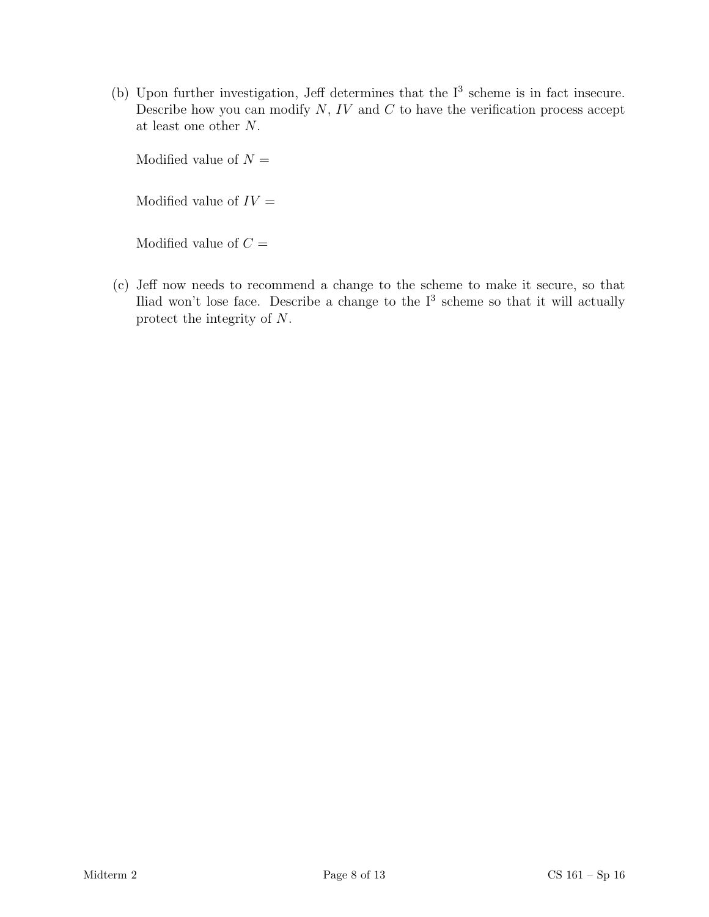(b) Upon further investigation, Jeff determines that the $I^3$ scheme is in fact insecure. Describe how you can modify $N$, $IV$ and $C$ to have the verification process accept at least one other $N$.

Modified value of $N$ =

Modified value of $IV$ =

Modified value of $C$ =

(c) Jeff now needs to recommend a change to the scheme to make it secure, so that Iliad won't lose face. Describe a change to the $I^3$ scheme so that it will actually protect the integrity of $N$.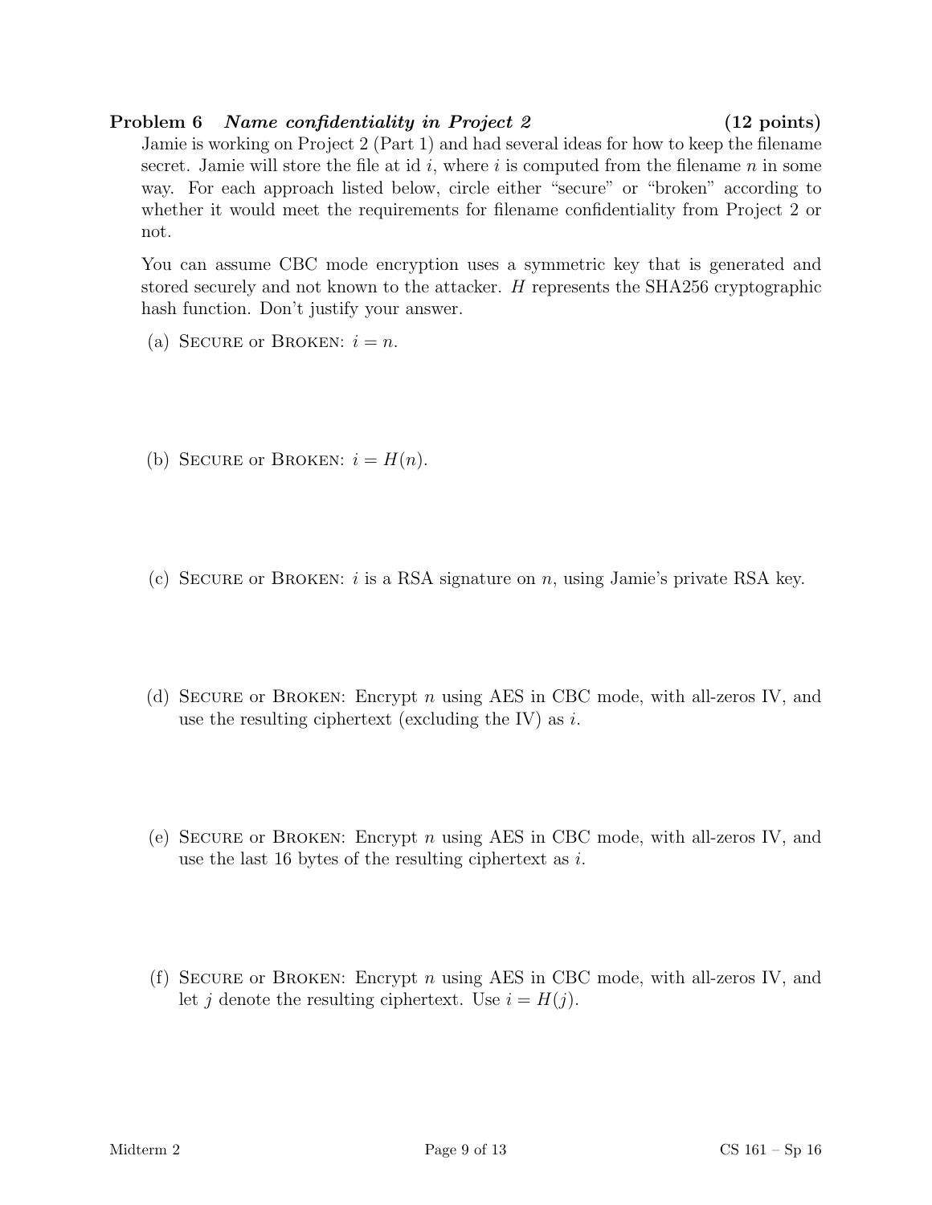**Problem 6** ***Name confidentiality in Project 2*** **(12 points)**

Jamie is working on Project 2 (Part 1) and had several ideas for how to keep the filename secret. Jamie will store the file at id $i$, where $i$ is computed from the filename $n$ in some way. For each approach listed below, circle either "secure" or "broken" according to whether it would meet the requirements for filename confidentiality from Project 2 or not.

You can assume CBC mode encryption uses a symmetric key that is generated and stored securely and not known to the attacker. $H$ represents the SHA256 cryptographic hash function. Don't justify your answer.

(a) Secure or Broken: $i = n$.

(b) Secure or Broken: $i = H(n)$.

(c) Secure or Broken: $i$ is a RSA signature on $n$, using Jamie's private RSA key.

(d) Secure or Broken: Encrypt $n$ using AES in CBC mode, with all-zeros IV, and use the resulting ciphertext (excluding the IV) as $i$.

(e) Secure or Broken: Encrypt $n$ using AES in CBC mode, with all-zeros IV, and use the last 16 bytes of the resulting ciphertext as $i$.

(f) Secure or Broken: Encrypt $n$ using AES in CBC mode, with all-zeros IV, and let $j$ denote the resulting ciphertext. Use $i = H(j)$.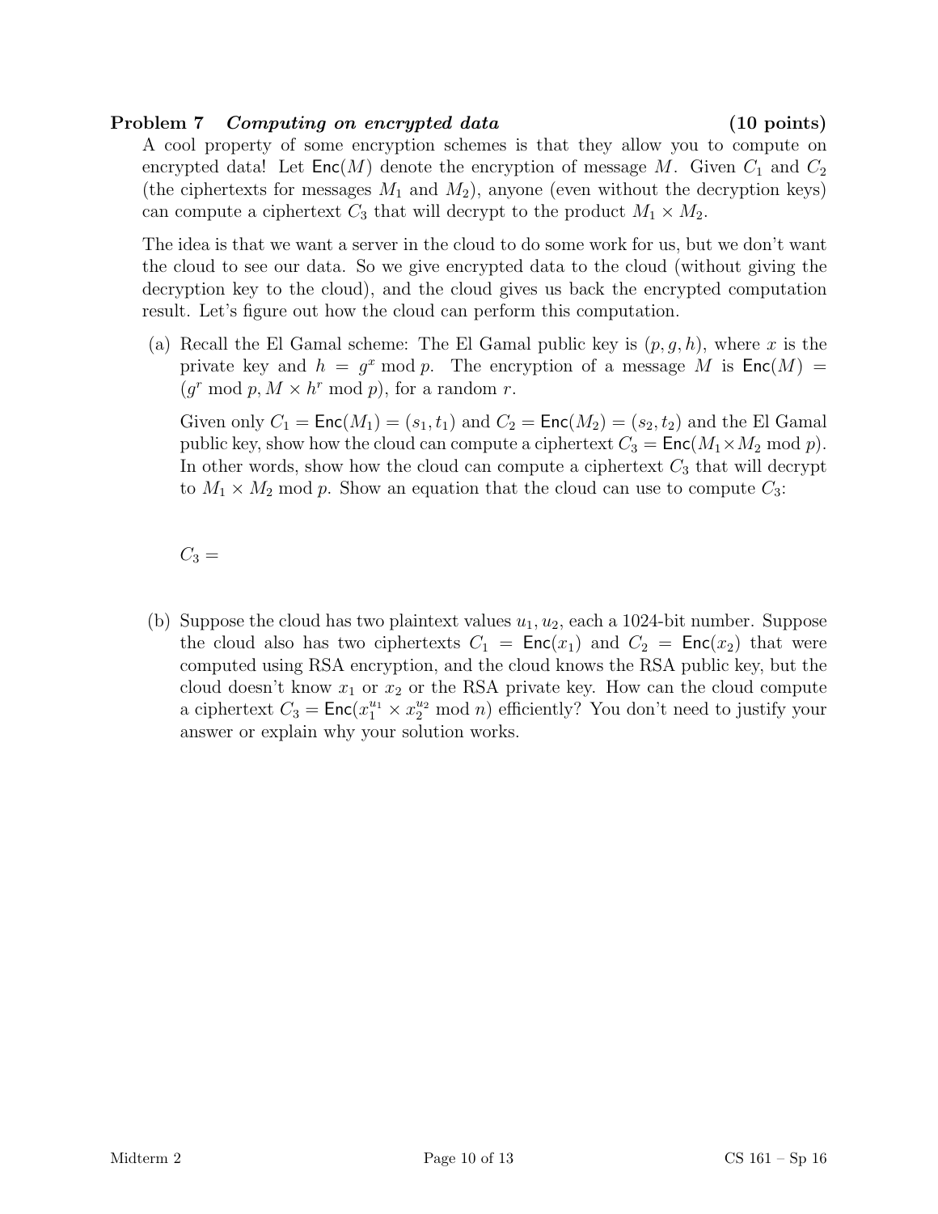**Problem 7** ***Computing on encrypted data*** **(10 points)**

A cool property of some encryption schemes is that they allow you to compute on encrypted data! Let $\mathsf{Enc}(M)$ denote the encryption of message $M$. Given $C_1$ and $C_2$ (the ciphertexts for messages $M_1$ and $M_2$), anyone (even without the decryption keys) can compute a ciphertext $C_3$ that will decrypt to the product $M_1 \times M_2$.

The idea is that we want a server in the cloud to do some work for us, but we don't want the cloud to see our data. So we give encrypted data to the cloud (without giving the decryption key to the cloud), and the cloud gives us back the encrypted computation result. Let's figure out how the cloud can perform this computation.

(a) Recall the El Gamal scheme: The El Gamal public key is $(p, g, h)$, where $x$ is the private key and $h = g^x \bmod p$. The encryption of a message $M$ is $\mathsf{Enc}(M) = (g^r \bmod p, M \times h^r \bmod p)$, for a random $r$.

Given only $C_1 = \mathsf{Enc}(M_1) = (s_1, t_1)$ and $C_2 = \mathsf{Enc}(M_2) = (s_2, t_2)$ and the El Gamal public key, show how the cloud can compute a ciphertext $C_3 = \mathsf{Enc}(M_1 \times M_2 \bmod p)$. In other words, show how the cloud can compute a ciphertext $C_3$ that will decrypt to $M_1 \times M_2 \bmod p$. Show an equation that the cloud can use to compute $C_3$:

$C_3 =$

(b) Suppose the cloud has two plaintext values $u_1, u_2$, each a 1024-bit number. Suppose the cloud also has two ciphertexts $C_1 = \mathsf{Enc}(x_1)$ and $C_2 = \mathsf{Enc}(x_2)$ that were computed using RSA encryption, and the cloud knows the RSA public key, but the cloud doesn't know $x_1$ or $x_2$ or the RSA private key. How can the cloud compute a ciphertext $C_3 = \mathsf{Enc}(x_1^{u_1} \times x_2^{u_2} \bmod n)$ efficiently? You don't need to justify your answer or explain why your solution works.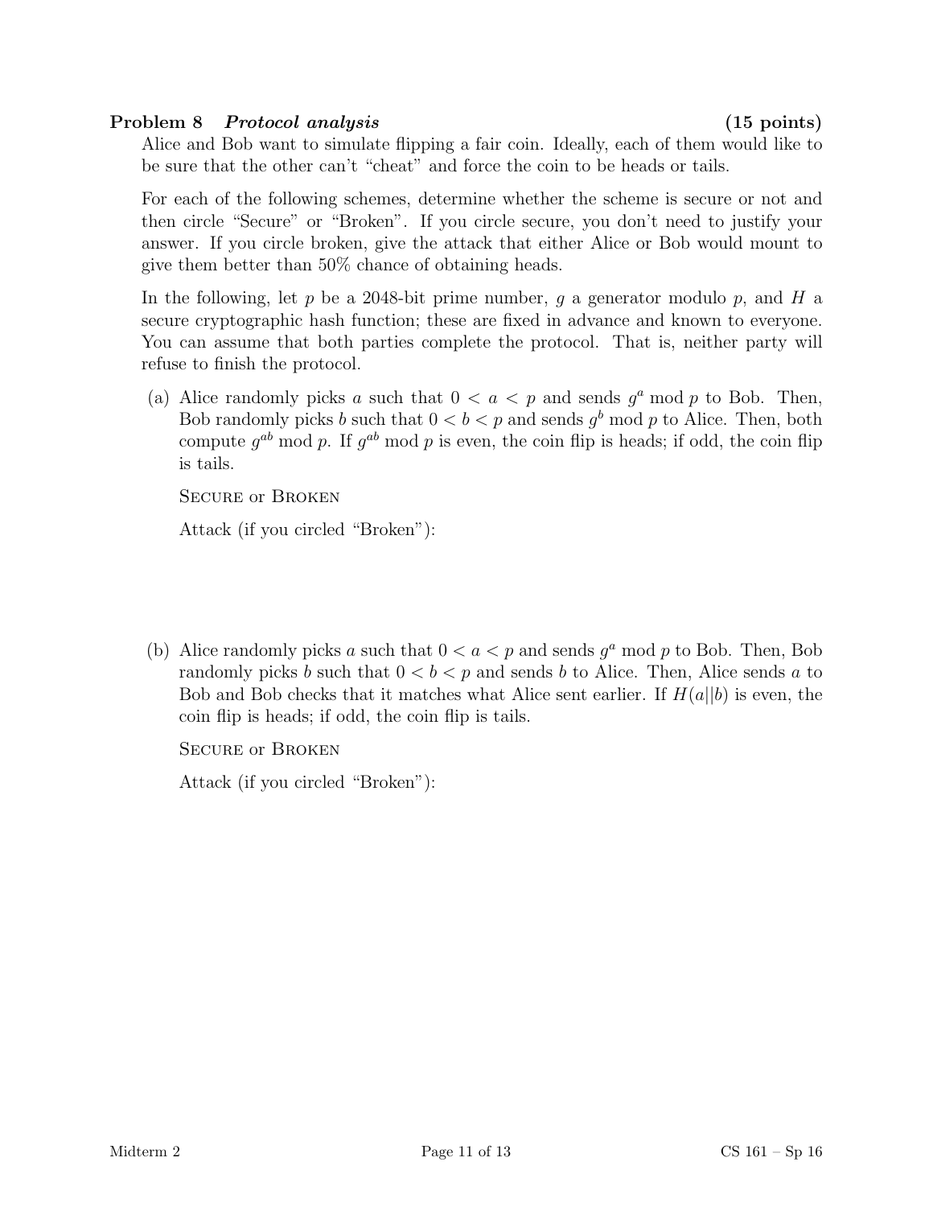**Problem 8** ***Protocol analysis*** **(15 points)**

Alice and Bob want to simulate flipping a fair coin. Ideally, each of them would like to be sure that the other can't "cheat" and force the coin to be heads or tails.

For each of the following schemes, determine whether the scheme is secure or not and then circle "Secure" or "Broken". If you circle secure, you don't need to justify your answer. If you circle broken, give the attack that either Alice or Bob would mount to give them better than 50% chance of obtaining heads.

In the following, let $p$ be a 2048-bit prime number, $g$ a generator modulo $p$, and $H$ a secure cryptographic hash function; these are fixed in advance and known to everyone. You can assume that both parties complete the protocol. That is, neither party will refuse to finish the protocol.

(a) Alice randomly picks $a$ such that $0 < a < p$ and sends $g^a \bmod p$ to Bob. Then, Bob randomly picks $b$ such that $0 < b < p$ and sends $g^b \bmod p$ to Alice. Then, both compute $g^{ab} \bmod p$. If $g^{ab} \bmod p$ is even, the coin flip is heads; if odd, the coin flip is tails.

SECURE or BROKEN

Attack (if you circled "Broken"):

(b) Alice randomly picks $a$ such that $0 < a < p$ and sends $g^a \bmod p$ to Bob. Then, Bob randomly picks $b$ such that $0 < b < p$ and sends $b$ to Alice. Then, Alice sends $a$ to Bob and Bob checks that it matches what Alice sent earlier. If $H(a||b)$ is even, the coin flip is heads; if odd, the coin flip is tails.

SECURE or BROKEN

Attack (if you circled "Broken"):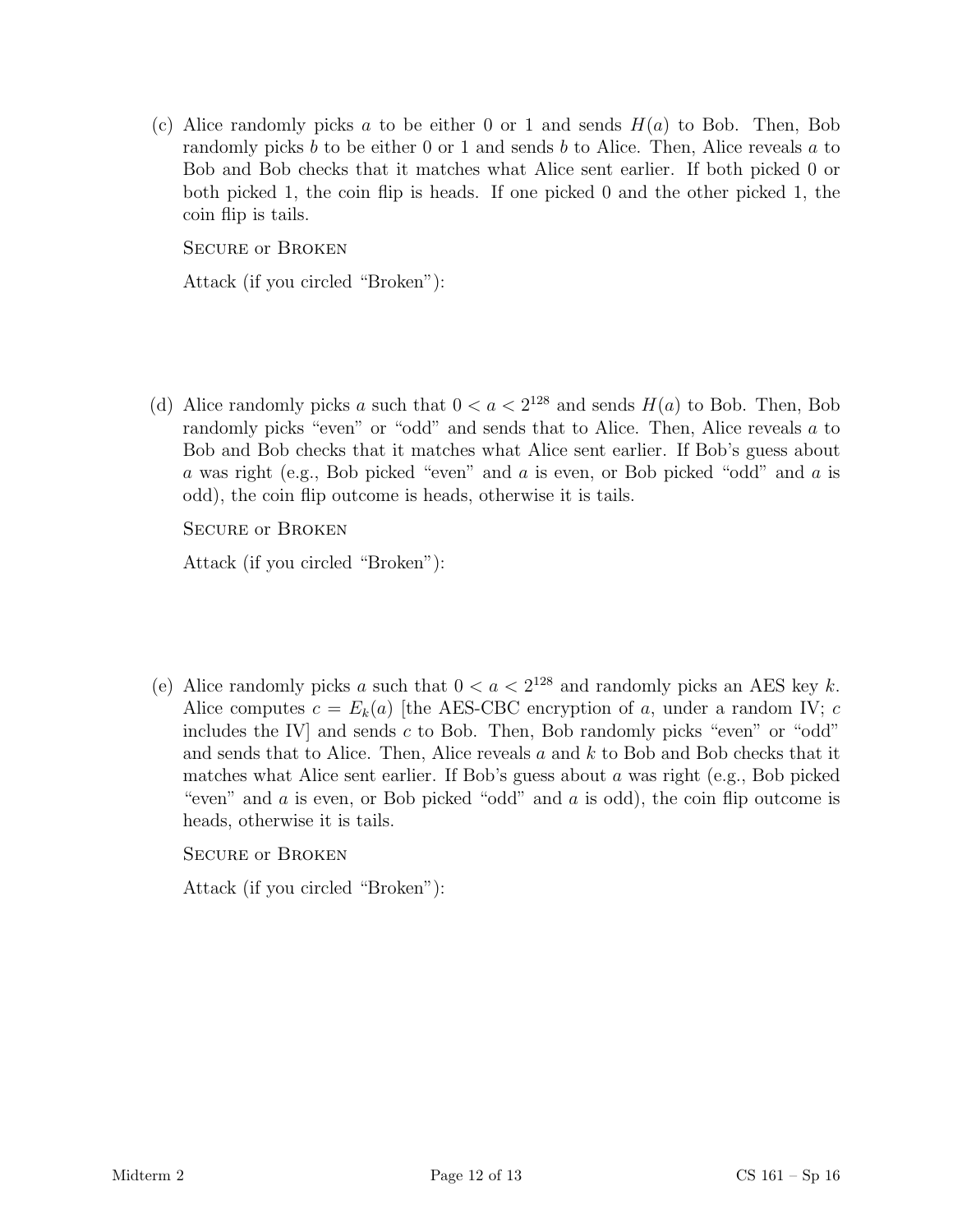(c) Alice randomly picks $a$ to be either 0 or 1 and sends $H(a)$ to Bob. Then, Bob randomly picks $b$ to be either 0 or 1 and sends $b$ to Alice. Then, Alice reveals $a$ to Bob and Bob checks that it matches what Alice sent earlier. If both picked 0 or both picked 1, the coin flip is heads. If one picked 0 and the other picked 1, the coin flip is tails.

SECURE or BROKEN

Attack (if you circled "Broken"):

(d) Alice randomly picks $a$ such that $0 < a < 2^{128}$ and sends $H(a)$ to Bob. Then, Bob randomly picks "even" or "odd" and sends that to Alice. Then, Alice reveals $a$ to Bob and Bob checks that it matches what Alice sent earlier. If Bob's guess about $a$ was right (e.g., Bob picked "even" and $a$ is even, or Bob picked "odd" and $a$ is odd), the coin flip outcome is heads, otherwise it is tails.

SECURE or BROKEN

Attack (if you circled "Broken"):

(e) Alice randomly picks $a$ such that $0 < a < 2^{128}$ and randomly picks an AES key $k$. Alice computes $c = E_k(a)$ [the AES-CBC encryption of $a$, under a random IV; $c$ includes the IV] and sends $c$ to Bob. Then, Bob randomly picks "even" or "odd" and sends that to Alice. Then, Alice reveals $a$ and $k$ to Bob and Bob checks that it matches what Alice sent earlier. If Bob's guess about $a$ was right (e.g., Bob picked "even" and $a$ is even, or Bob picked "odd" and $a$ is odd), the coin flip outcome is heads, otherwise it is tails.

SECURE or BROKEN

Attack (if you circled "Broken"):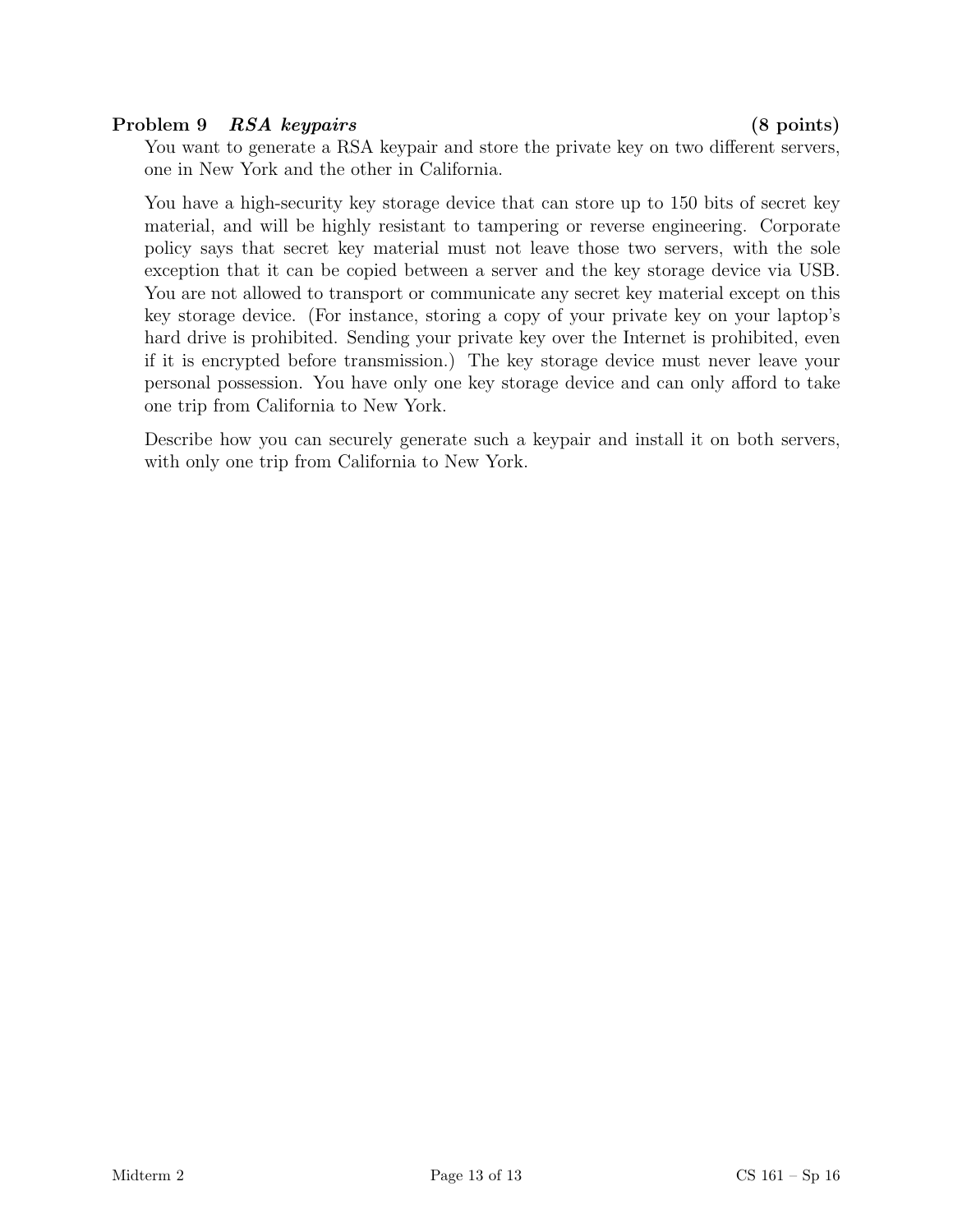**Problem 9** ***RSA keypairs*** **(8 points)**

You want to generate a RSA keypair and store the private key on two different servers, one in New York and the other in California.

You have a high-security key storage device that can store up to 150 bits of secret key material, and will be highly resistant to tampering or reverse engineering. Corporate policy says that secret key material must not leave those two servers, with the sole exception that it can be copied between a server and the key storage device via USB. You are not allowed to transport or communicate any secret key material except on this key storage device. (For instance, storing a copy of your private key on your laptop's hard drive is prohibited. Sending your private key over the Internet is prohibited, even if it is encrypted before transmission.) The key storage device must never leave your personal possession. You have only one key storage device and can only afford to take one trip from California to New York.

Describe how you can securely generate such a keypair and install it on both servers, with only one trip from California to New York.